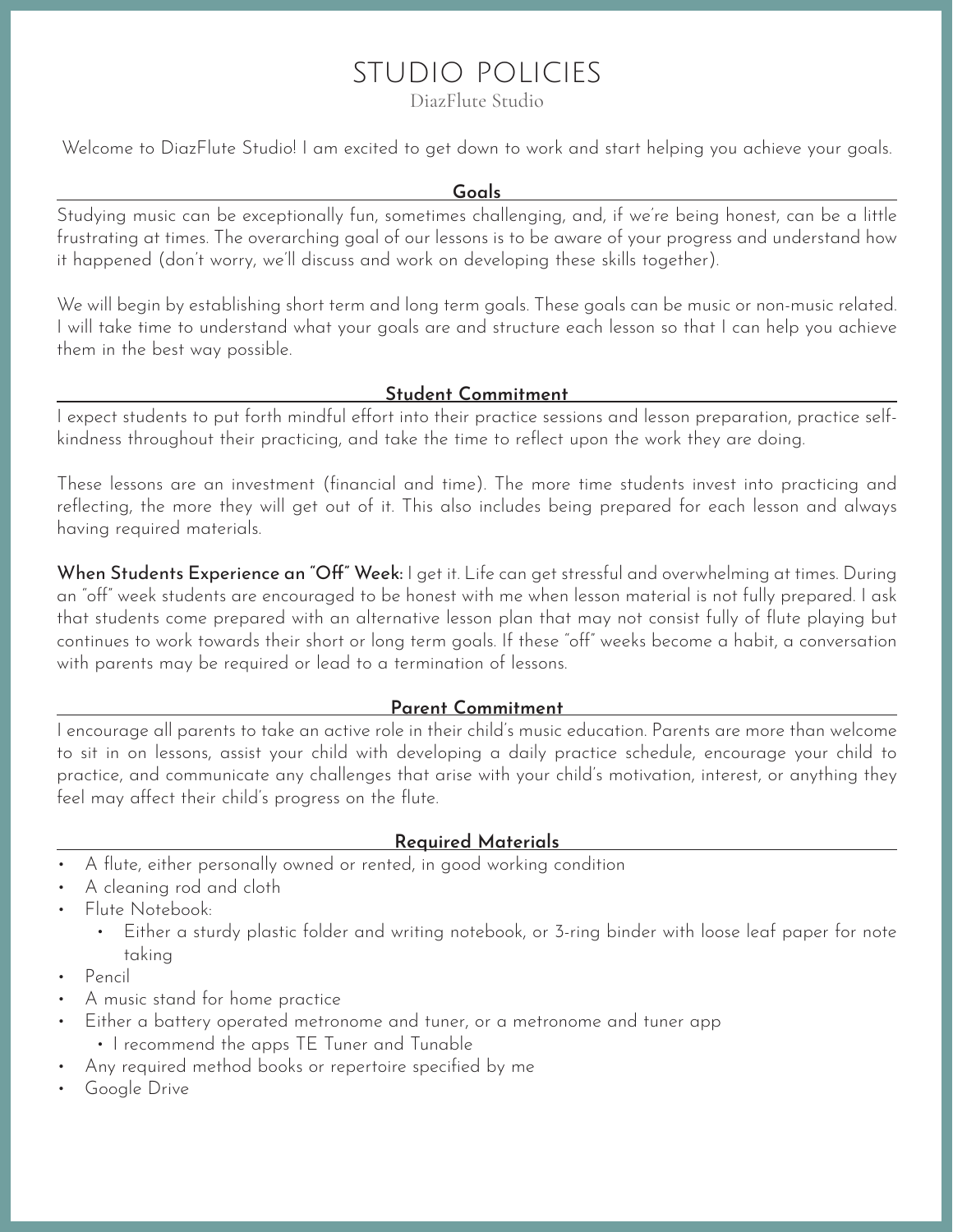# STUDIO POLICIES

DiazFlute Studio

Welcome to DiazFlute Studio! I am excited to get down to work and start helping you achieve your goals.

## Goals

Studying music can be exceptionally fun, sometimes challenging, and, if we're being honest, can be a little frustrating at times. The overarching goal of our lessons is to be aware of your progress and understand how it happened (don't worry, we'll discuss and work on developing these skills together).

We will begin by establishing short term and long term goals. These goals can be music or non-music related. I will take time to understand what your goals are and structure each lesson so that I can help you achieve them in the best way possible.

## Student Commitment

I expect students to put forth mindful effort into their practice sessions and lesson preparation, practice self-kindness throughout their practicing, and take the time to reflect upon the work they are doing.

These lessons are an investment (financial and time). The more time students invest into practicing and reflecting, the more they will get out of it. This also includes being prepared for each lesson and always having required materials.

**When Students Experience an "Off" Week:** I get it. Life can get stressful and overwhelming at times. During an "off" week students are encouraged to be honest with me when lesson material is not fully prepared. I ask that students come prepared with an alternative lesson plan that may not consist fully of flute playing but continues to work towards their short or long term goals. If these "off" weeks become a habit, a conversation with parents may be required or lead to a termination of lessons.

## Parent Commitment

I encourage all parents to take an active role in their child's music education. Parents are more than welcome to sit in on lessons, assist your child with developing a daily practice schedule, encourage your child to practice, and communicate any challenges that arise with your child's motivation, interest, or anything they feel may affect their child's progress on the flute.

## Required Materials

- A flute, either personally owned or rented, in good working condition
- A cleaning rod and cloth
- Flute Notebook:
  - Either a sturdy plastic folder and writing notebook, or 3-ring binder with loose leaf paper for note taking
- Pencil
- A music stand for home practice
- Either a battery operated metronome and tuner, or a metronome and tuner app
  - I recommend the apps TE Tuner and Tunable
- Any required method books or repertoire specified by me
- Google Drive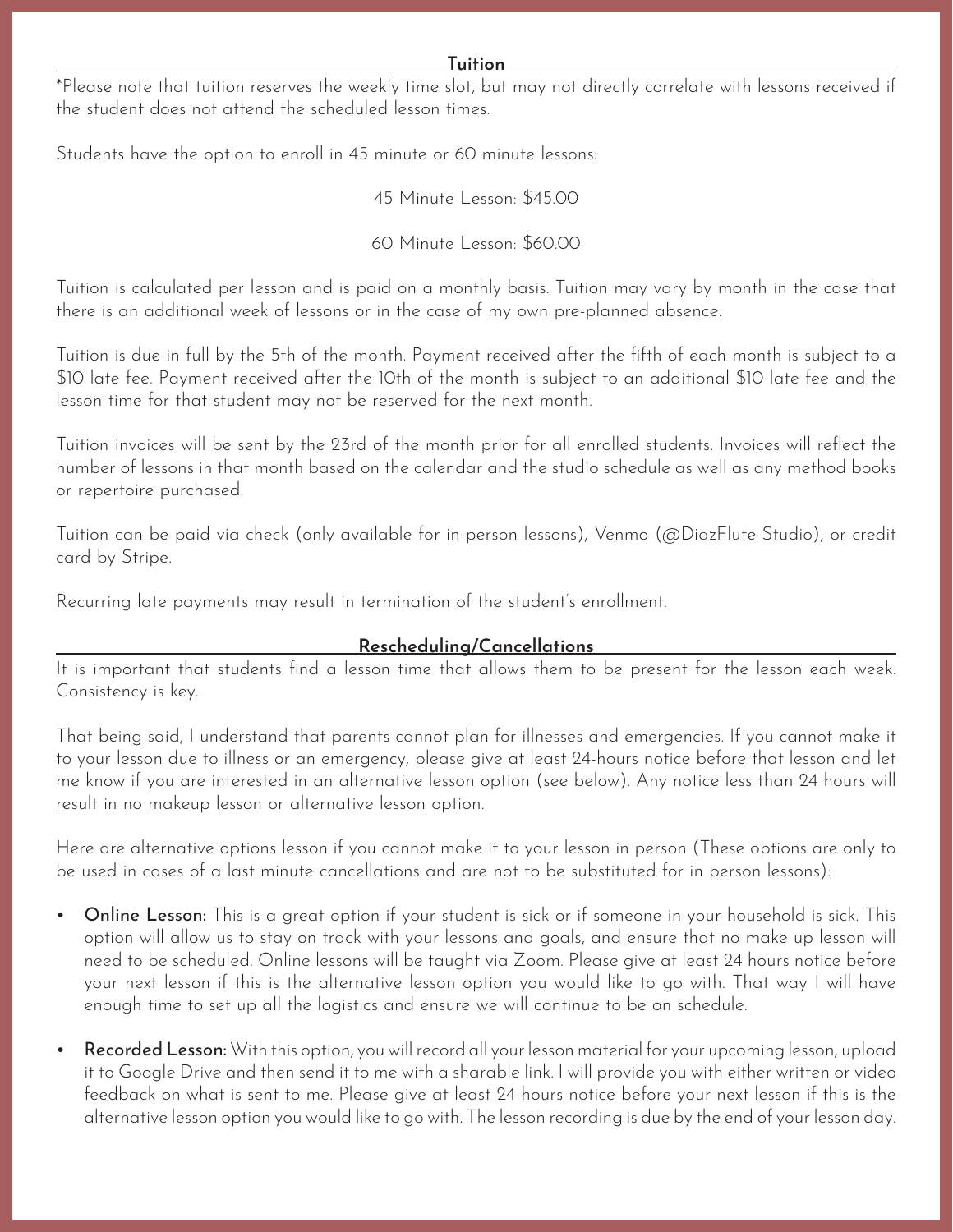## Tuition

*Please note that tuition reserves the weekly time slot, but may not directly correlate with lessons received if the student does not attend the scheduled lesson times.

Students have the option to enroll in 45 minute or 60 minute lessons:

45 Minute Lesson: $45.00

60 Minute Lesson: $60.00

Tuition is calculated per lesson and is paid on a monthly basis. Tuition may vary by month in the case that there is an additional week of lessons or in the case of my own pre-planned absence.

Tuition is due in full by the 5th of the month. Payment received after the fifth of each month is subject to a $10 late fee. Payment received after the 10th of the month is subject to an additional $10 late fee and the lesson time for that student may not be reserved for the next month.

Tuition invoices will be sent by the 23rd of the month prior for all enrolled students. Invoices will reflect the number of lessons in that month based on the calendar and the studio schedule as well as any method books or repertoire purchased.

Tuition can be paid via check (only available for in-person lessons), Venmo (@DiazFlute-Studio), or credit card by Stripe.

Recurring late payments may result in termination of the student's enrollment.

## Rescheduling/Cancellations

It is important that students find a lesson time that allows them to be present for the lesson each week. Consistency is key.

That being said, I understand that parents cannot plan for illnesses and emergencies. If you cannot make it to your lesson due to illness or an emergency, please give at least 24-hours notice before that lesson and let me know if you are interested in an alternative lesson option (see below). Any notice less than 24 hours will result in no makeup lesson or alternative lesson option.

Here are alternative options lesson if you cannot make it to your lesson in person (These options are only to be used in cases of a last minute cancellations and are not to be substituted for in person lessons):

- **Online Lesson:** This is a great option if your student is sick or if someone in your household is sick. This option will allow us to stay on track with your lessons and goals, and ensure that no make up lesson will need to be scheduled. Online lessons will be taught via Zoom. Please give at least 24 hours notice before your next lesson if this is the alternative lesson option you would like to go with. That way I will have enough time to set up all the logistics and ensure we will continue to be on schedule.
- **Recorded Lesson:** With this option, you will record all your lesson material for your upcoming lesson, upload it to Google Drive and then send it to me with a sharable link. I will provide you with either written or video feedback on what is sent to me. Please give at least 24 hours notice before your next lesson if this is the alternative lesson option you would like to go with. The lesson recording is due by the end of your lesson day.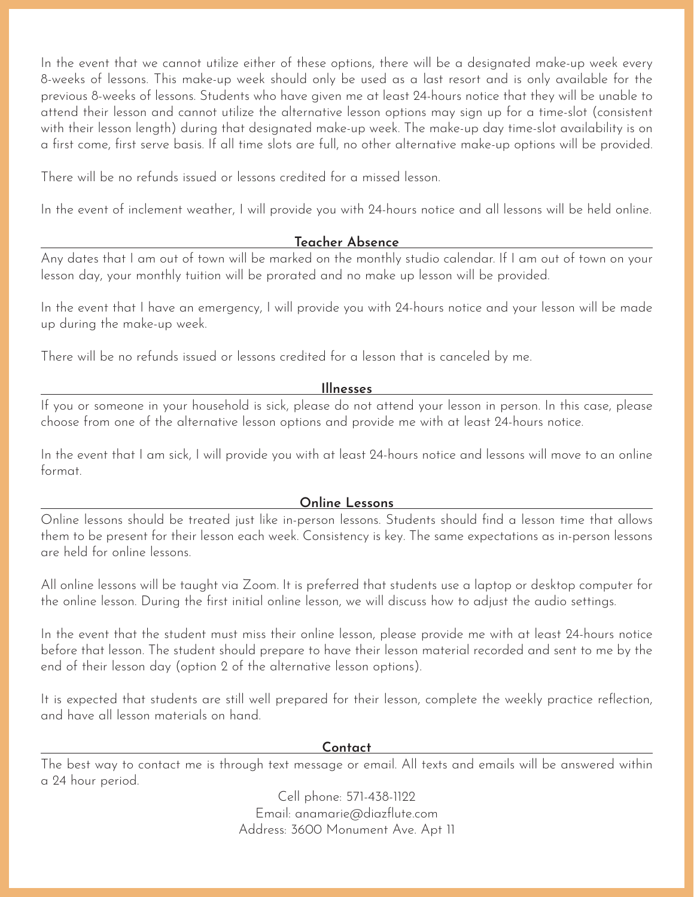In the event that we cannot utilize either of these options, there will be a designated make-up week every 8-weeks of lessons. This make-up week should only be used as a last resort and is only available for the previous 8-weeks of lessons. Students who have given me at least 24-hours notice that they will be unable to attend their lesson and cannot utilize the alternative lesson options may sign up for a time-slot (consistent with their lesson length) during that designated make-up week. The make-up day time-slot availability is on a first come, first serve basis. If all time slots are full, no other alternative make-up options will be provided.

There will be no refunds issued or lessons credited for a missed lesson.

In the event of inclement weather, I will provide you with 24-hours notice and all lessons will be held online.

## Teacher Absence

Any dates that I am out of town will be marked on the monthly studio calendar. If I am out of town on your lesson day, your monthly tuition will be prorated and no make up lesson will be provided.

In the event that I have an emergency, I will provide you with 24-hours notice and your lesson will be made up during the make-up week.

There will be no refunds issued or lessons credited for a lesson that is canceled by me.

## Illnesses

If you or someone in your household is sick, please do not attend your lesson in person. In this case, please choose from one of the alternative lesson options and provide me with at least 24-hours notice.

In the event that I am sick, I will provide you with at least 24-hours notice and lessons will move to an online format.

## Online Lessons

Online lessons should be treated just like in-person lessons. Students should find a lesson time that allows them to be present for their lesson each week. Consistency is key. The same expectations as in-person lessons are held for online lessons.

All online lessons will be taught via Zoom. It is preferred that students use a laptop or desktop computer for the online lesson. During the first initial online lesson, we will discuss how to adjust the audio settings.

In the event that the student must miss their online lesson, please provide me with at least 24-hours notice before that lesson. The student should prepare to have their lesson material recorded and sent to me by the end of their lesson day (option 2 of the alternative lesson options).

It is expected that students are still well prepared for their lesson, complete the weekly practice reflection, and have all lesson materials on hand.

## Contact

The best way to contact me is through text message or email. All texts and emails will be answered within a 24 hour period.

Cell phone: 571-438-1122
Email: anamarie@diazflute.com
Address: 3600 Monument Ave. Apt 11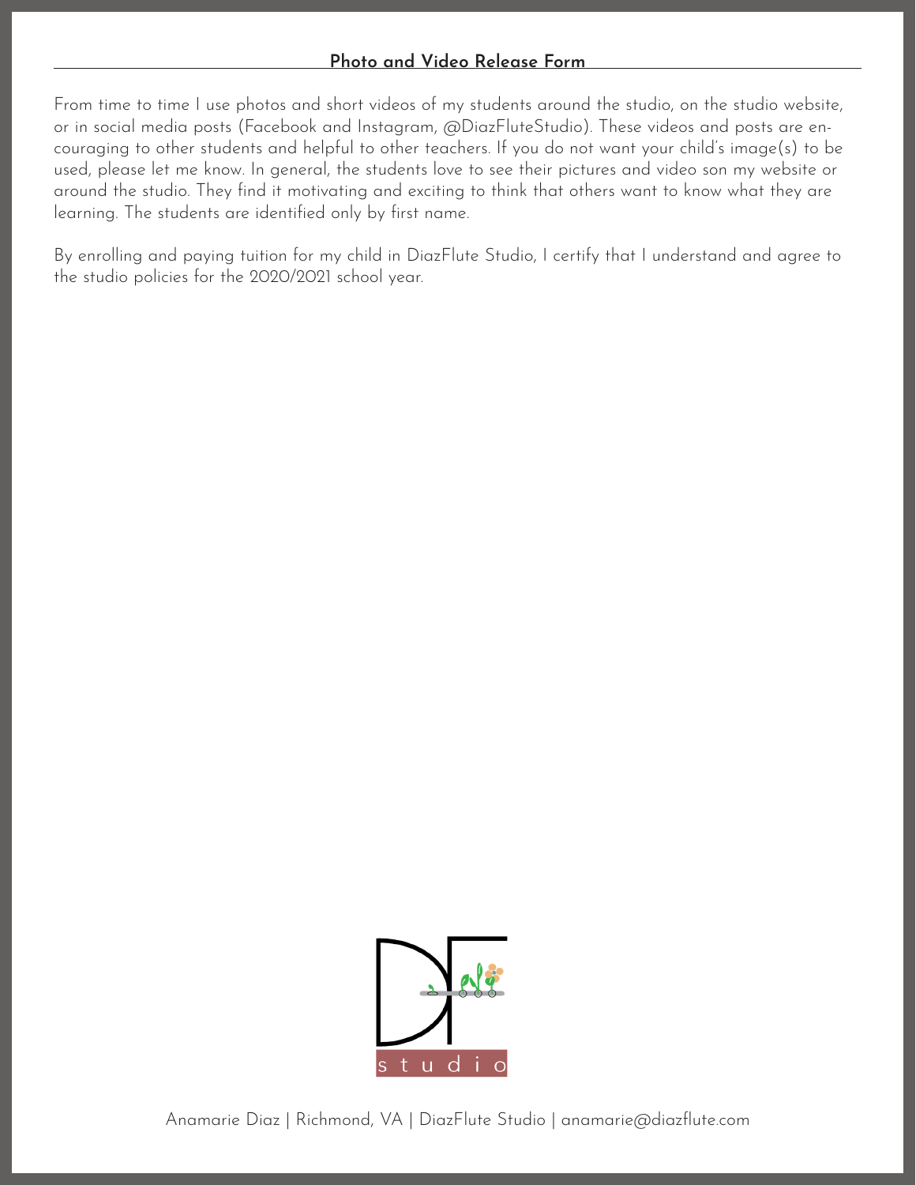## Photo and Video Release Form

From time to time I use photos and short videos of my students around the studio, on the studio website, or in social media posts (Facebook and Instagram, @DiazFluteStudio). These videos and posts are encouraging to other students and helpful to other teachers. If you do not want your child's image(s) to be used, please let me know. In general, the students love to see their pictures and video son my website or around the studio. They find it motivating and exciting to think that others want to know what they are learning. The students are identified only by first name.

By enrolling and paying tuition for my child in DiazFlute Studio, I certify that I understand and agree to the studio policies for the 2020/2021 school year.

Anamarie Diaz | Richmond, VA | DiazFlute Studio | anamarie@diazflute.com